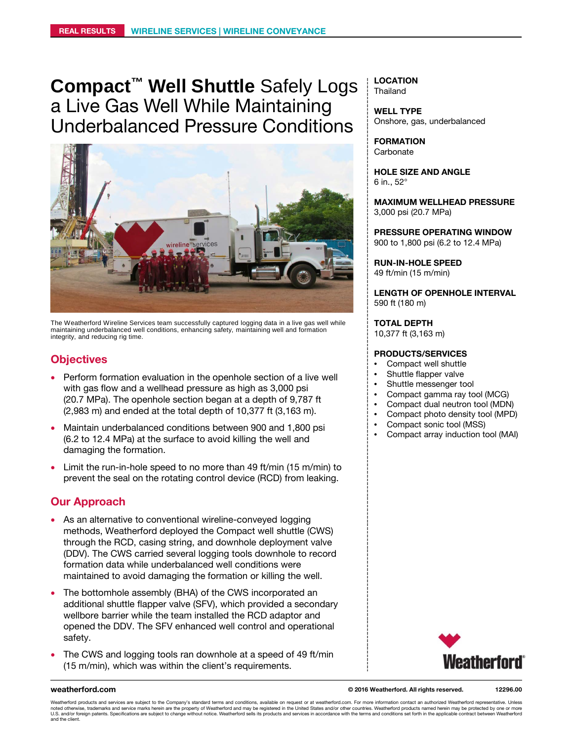REAL RESULTS | WIRELINE SERVICES | WIRELINE CONVEYANCE

# **Compact™ Well Shuttle** Safely Logs a Live Gas Well While Maintaining Underbalanced Pressure Conditions

The Weatherford Wireline Services team successfully captured logging data in a live gas well while maintaining underbalanced well conditions, enhancing safety, maintaining well and formation integrity, and reducing rig time.

## Objectives

- Perform formation evaluation in the openhole section of a live well with gas flow and a wellhead pressure as high as 3,000 psi (20.7 MPa). The openhole section began at a depth of 9,787 ft (2,983 m) and ended at the total depth of 10,377 ft (3,163 m).
- Maintain underbalanced conditions between 900 and 1,800 psi (6.2 to 12.4 MPa) at the surface to avoid killing the well and damaging the formation.
- Limit the run-in-hole speed to no more than 49 ft/min (15 m/min) to prevent the seal on the rotating control device (RCD) from leaking.

## Our Approach

- As an alternative to conventional wireline-conveyed logging methods, Weatherford deployed the Compact well shuttle (CWS) through the RCD, casing string, and downhole deployment valve (DDV). The CWS carried several logging tools downhole to record formation data while underbalanced well conditions were maintained to avoid damaging the formation or killing the well.
- The bottomhole assembly (BHA) of the CWS incorporated an additional shuttle flapper valve (SFV), which provided a secondary wellbore barrier while the team installed the RCD adaptor and opened the DDV. The SFV enhanced well control and operational safety.
- The CWS and logging tools ran downhole at a speed of 49 ft/min (15 m/min), which was within the client's requirements.

**LOCATION**
Thailand

**WELL TYPE**
Onshore, gas, underbalanced

**FORMATION**
Carbonate

**HOLE SIZE AND ANGLE**
6 in., 52°

**MAXIMUM WELLHEAD PRESSURE**
3,000 psi (20.7 MPa)

**PRESSURE OPERATING WINDOW**
900 to 1,800 psi (6.2 to 12.4 MPa)

**RUN-IN-HOLE SPEED**
49 ft/min (15 m/min)

**LENGTH OF OPENHOLE INTERVAL**
590 ft (180 m)

**TOTAL DEPTH**
10,377 ft (3,163 m)

**PRODUCTS/SERVICES**

- Compact well shuttle
- Shuttle flapper valve
- Shuttle messenger tool
- Compact gamma ray tool (MCG)
- Compact dual neutron tool (MDN)
- Compact photo density tool (MPD)
- Compact sonic tool (MSS)
- Compact array induction tool (MAI)

**weatherford.com** © 2016 Weatherford. All rights reserved. 12296.00

Weatherford products and services are subject to the Company's standard terms and conditions, available on request or at weatherford.com. For more information contact an authorized Weatherford representative. Unless noted otherwise, trademarks and service marks herein are the property of Weatherford and may be registered in the United States and/or other countries. Weatherford products named herein may be protected by one or more U.S. and/or foreign patents. Specifications are subject to change without notice. Weatherford sells its products and services in accordance with the terms and conditions set forth in the applicable contract between Weatherford and the client.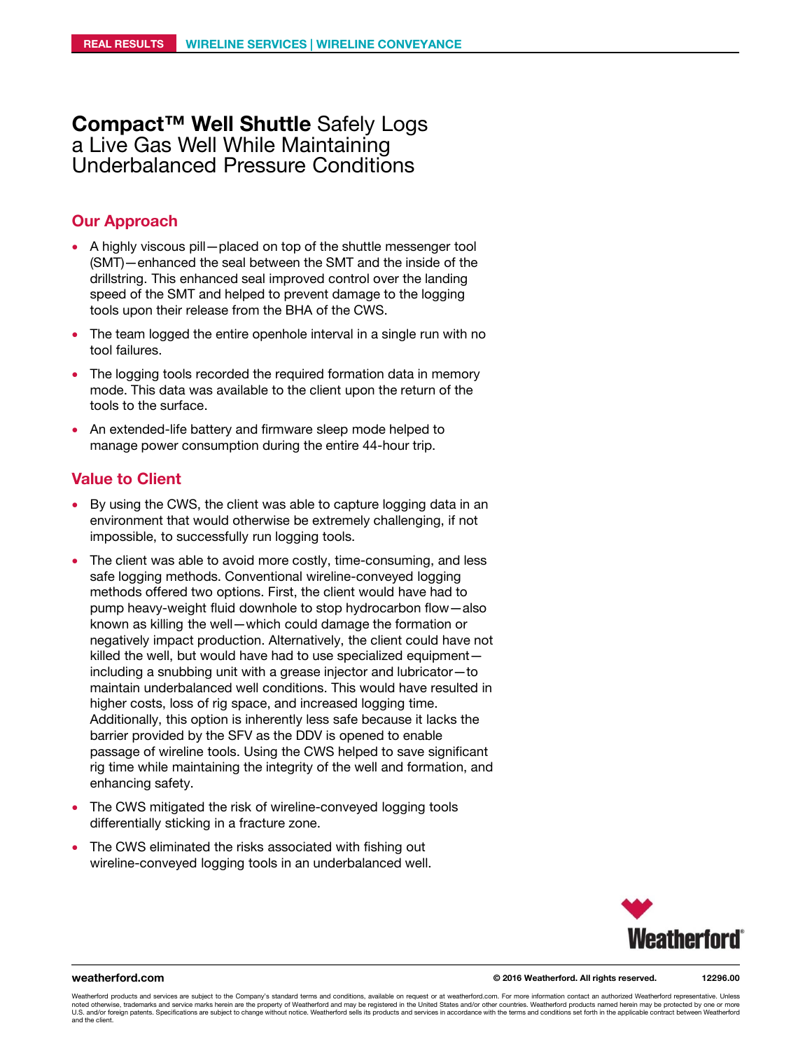# **Compact™ Well Shuttle** Safely Logs a Live Gas Well While Maintaining Underbalanced Pressure Conditions

## Our Approach

- A highly viscous pill—placed on top of the shuttle messenger tool (SMT)—enhanced the seal between the SMT and the inside of the drillstring. This enhanced seal improved control over the landing speed of the SMT and helped to prevent damage to the logging tools upon their release from the BHA of the CWS.
- The team logged the entire openhole interval in a single run with no tool failures.
- The logging tools recorded the required formation data in memory mode. This data was available to the client upon the return of the tools to the surface.
- An extended-life battery and firmware sleep mode helped to manage power consumption during the entire 44-hour trip.

## Value to Client

- By using the CWS, the client was able to capture logging data in an environment that would otherwise be extremely challenging, if not impossible, to successfully run logging tools.
- The client was able to avoid more costly, time-consuming, and less safe logging methods. Conventional wireline-conveyed logging methods offered two options. First, the client would have had to pump heavy-weight fluid downhole to stop hydrocarbon flow—also known as killing the well—which could damage the formation or negatively impact production. Alternatively, the client could have not killed the well, but would have had to use specialized equipment—including a snubbing unit with a grease injector and lubricator—to maintain underbalanced well conditions. This would have resulted in higher costs, loss of rig space, and increased logging time. Additionally, this option is inherently less safe because it lacks the barrier provided by the SFV as the DDV is opened to enable passage of wireline tools. Using the CWS helped to save significant rig time while maintaining the integrity of the well and formation, and enhancing safety.
- The CWS mitigated the risk of wireline-conveyed logging tools differentially sticking in a fracture zone.
- The CWS eliminated the risks associated with fishing out wireline-conveyed logging tools in an underbalanced well.

weatherford.com

© 2016 Weatherford. All rights reserved. 12296.00

Weatherford products and services are subject to the Company's standard terms and conditions, available on request or at weatherford.com. For more information contact an authorized Weatherford representative. Unless noted otherwise, trademarks and service marks herein are the property of Weatherford and may be registered in the United States and/or other countries. Weatherford products named herein may be protected by one or more U.S. and/or foreign patents. Specifications are subject to change without notice. Weatherford sells its products and services in accordance with the terms and conditions set forth in the applicable contract between Weatherford and the client.